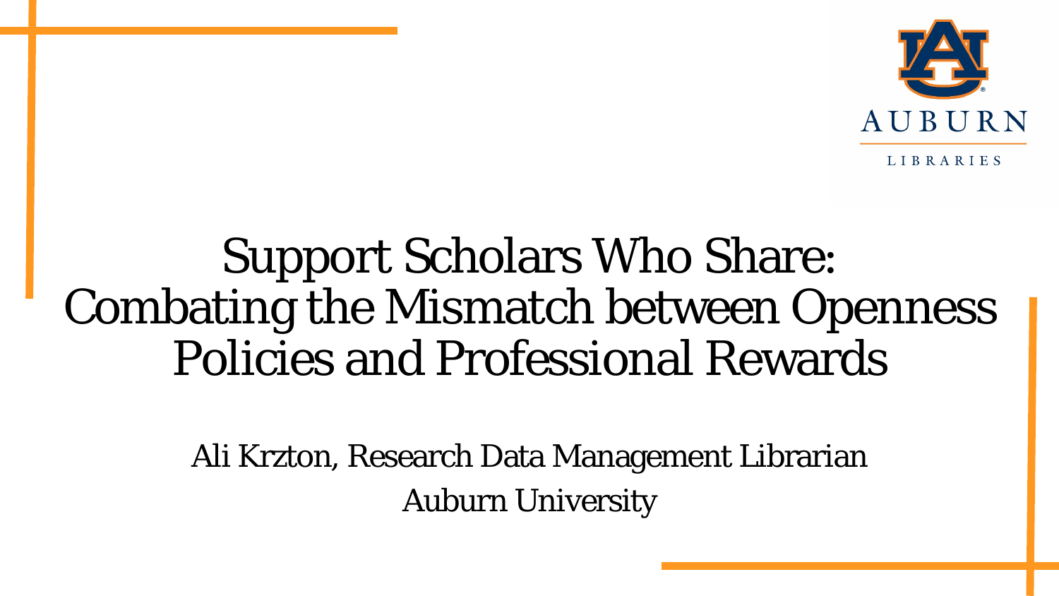# Support Scholars Who Share: Combating the Mismatch between Openness Policies and Professional Rewards

Ali Krzton, Research Data Management Librarian

Auburn University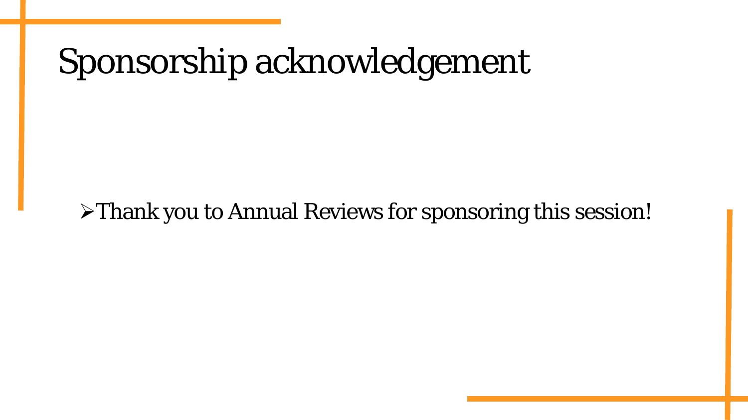# Sponsorship acknowledgement

- Thank you to Annual Reviews for sponsoring this session!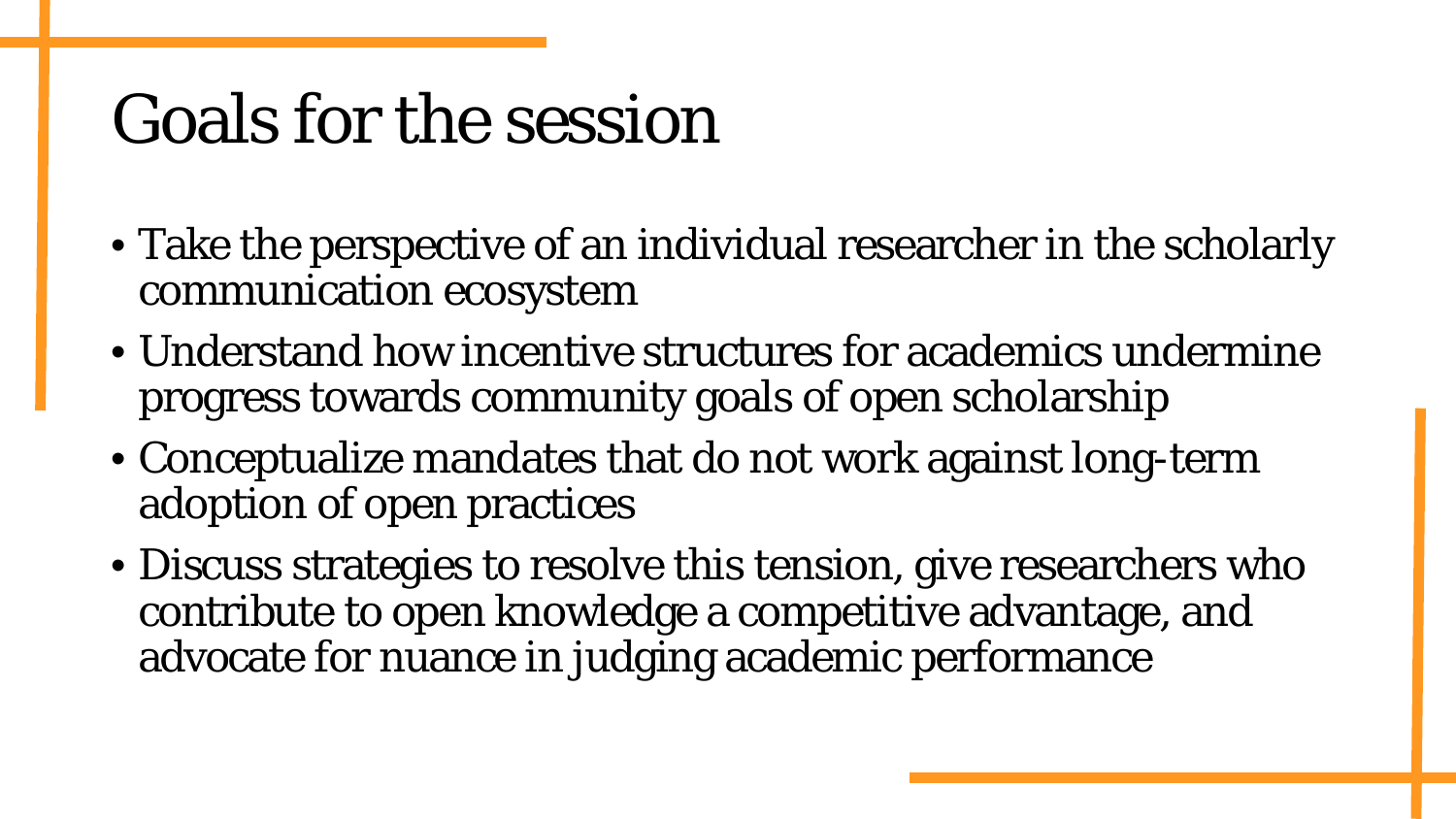# Goals for the session

- Take the perspective of an individual researcher in the scholarly communication ecosystem
- Understand how incentive structures for academics undermine progress towards community goals of open scholarship
- Conceptualize mandates that do not work against long-term adoption of open practices
- Discuss strategies to resolve this tension, give researchers who contribute to open knowledge a competitive advantage, and advocate for nuance in judging academic performance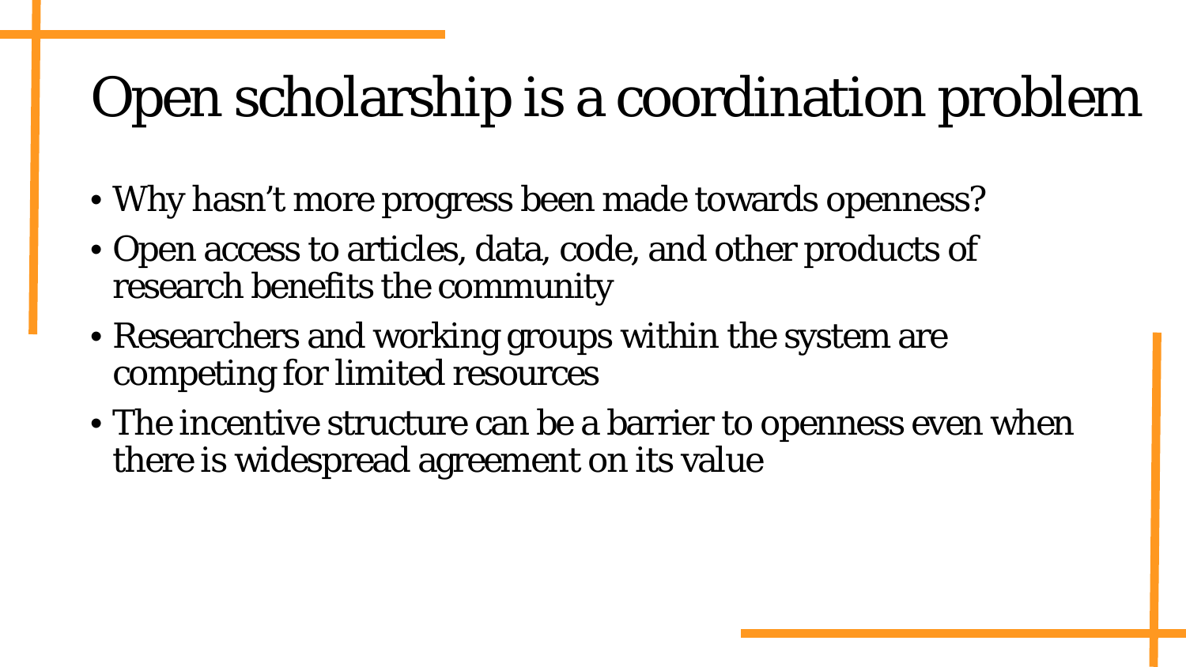# Open scholarship is a coordination problem

- Why hasn't more progress been made towards openness?
- Open access to articles, data, code, and other products of research benefits the community
- Researchers and working groups within the system are competing for limited resources
- The incentive structure can be a barrier to openness even when there is widespread agreement on its value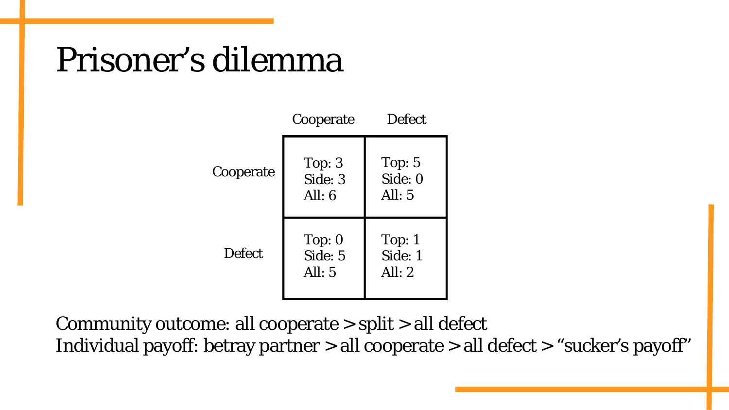# Prisoner’s dilemma

| | Cooperate | Defect |
|---|---|---|
| Cooperate | Top: 3<br>Side: 3<br>All: 6 | Top: 5<br>Side: 0<br>All: 5 |
| Defect | Top: 0<br>Side: 5<br>All: 5 | Top: 1<br>Side: 1<br>All: 2 |

Community outcome: all cooperate > split > all defect
Individual payoff: betray partner > all cooperate > all defect > “sucker’s payoff”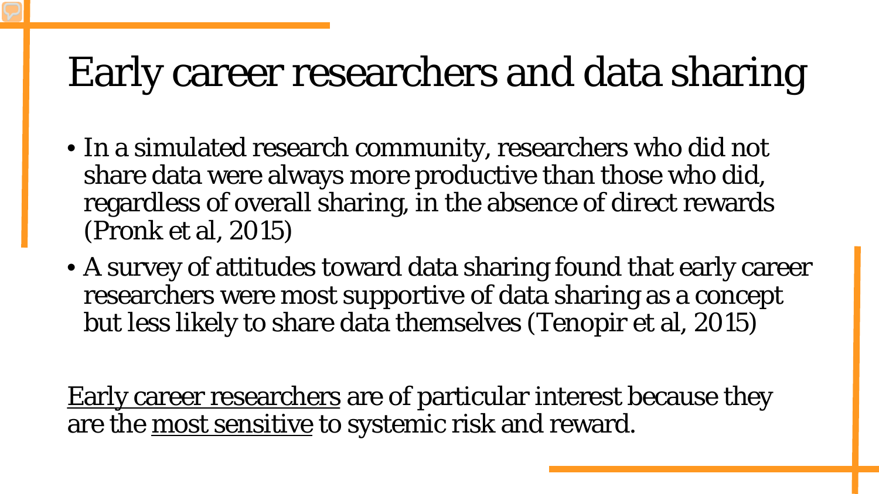# Early career researchers and data sharing

- In a simulated research community, researchers who did not share data were always more productive than those who did, regardless of overall sharing, in the absence of direct rewards (Pronk et al, 2015)
- A survey of attitudes toward data sharing found that early career researchers were most supportive of data sharing as a concept but less likely to share data themselves (Tenopir et al, 2015)

<u>Early career researchers</u> are of particular interest because they are the <u>most sensitive</u> to systemic risk and reward.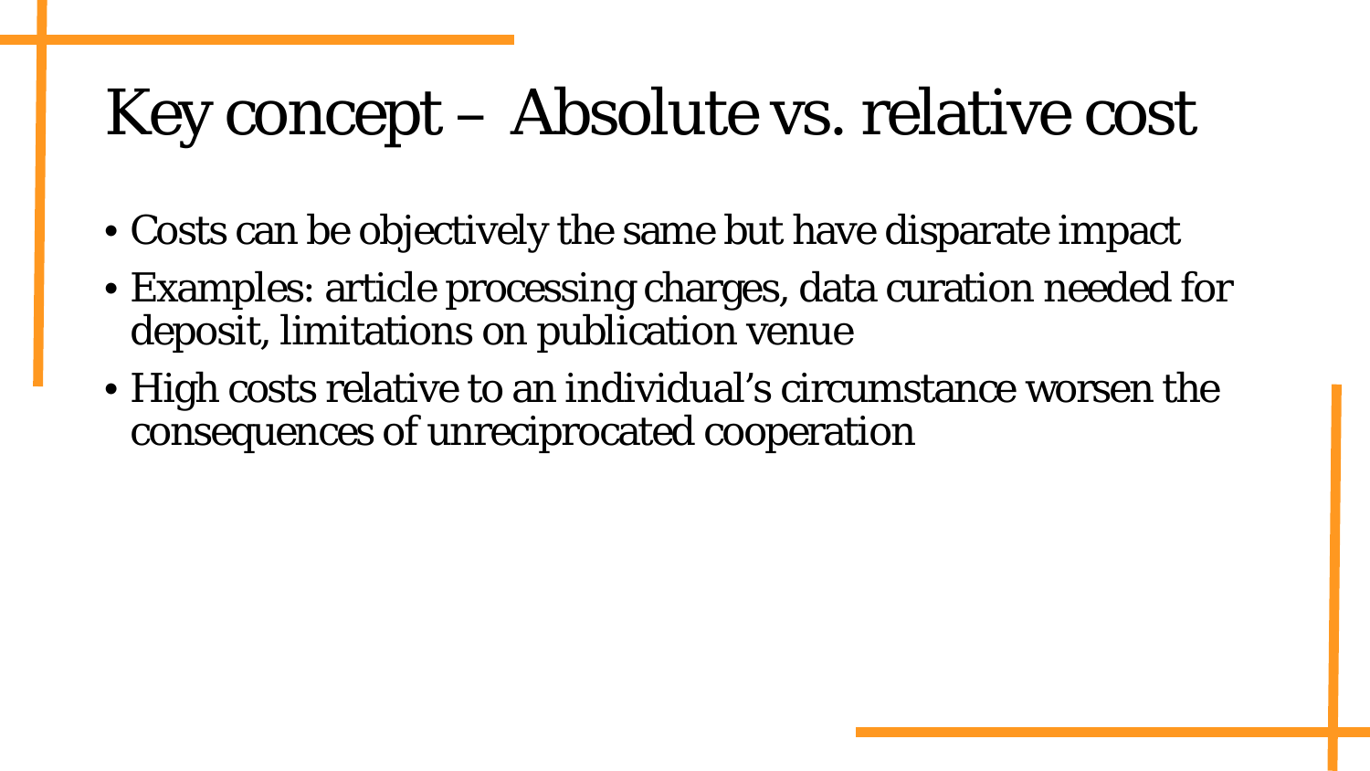# Key concept – Absolute vs. relative cost

- Costs can be objectively the same but have disparate impact
- Examples: article processing charges, data curation needed for deposit, limitations on publication venue
- High costs relative to an individual's circumstance worsen the consequences of unreciprocated cooperation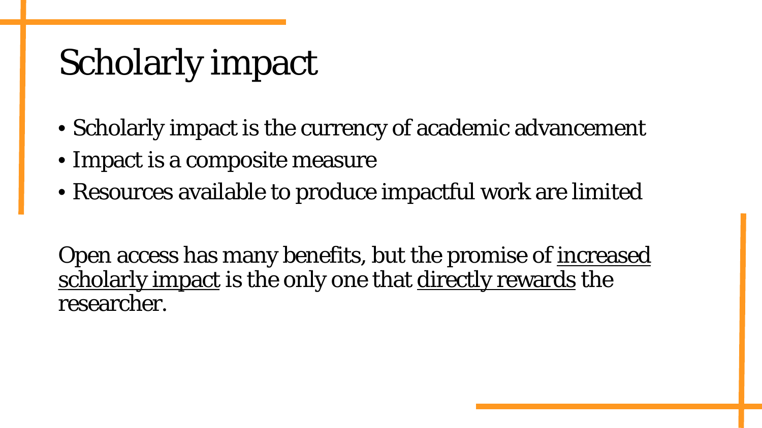# Scholarly impact

- Scholarly impact is the currency of academic advancement
- Impact is a composite measure
- Resources available to produce impactful work are limited

Open access has many benefits, but the promise of <u>increased scholarly impact</u> is the only one that <u>directly rewards</u> the researcher.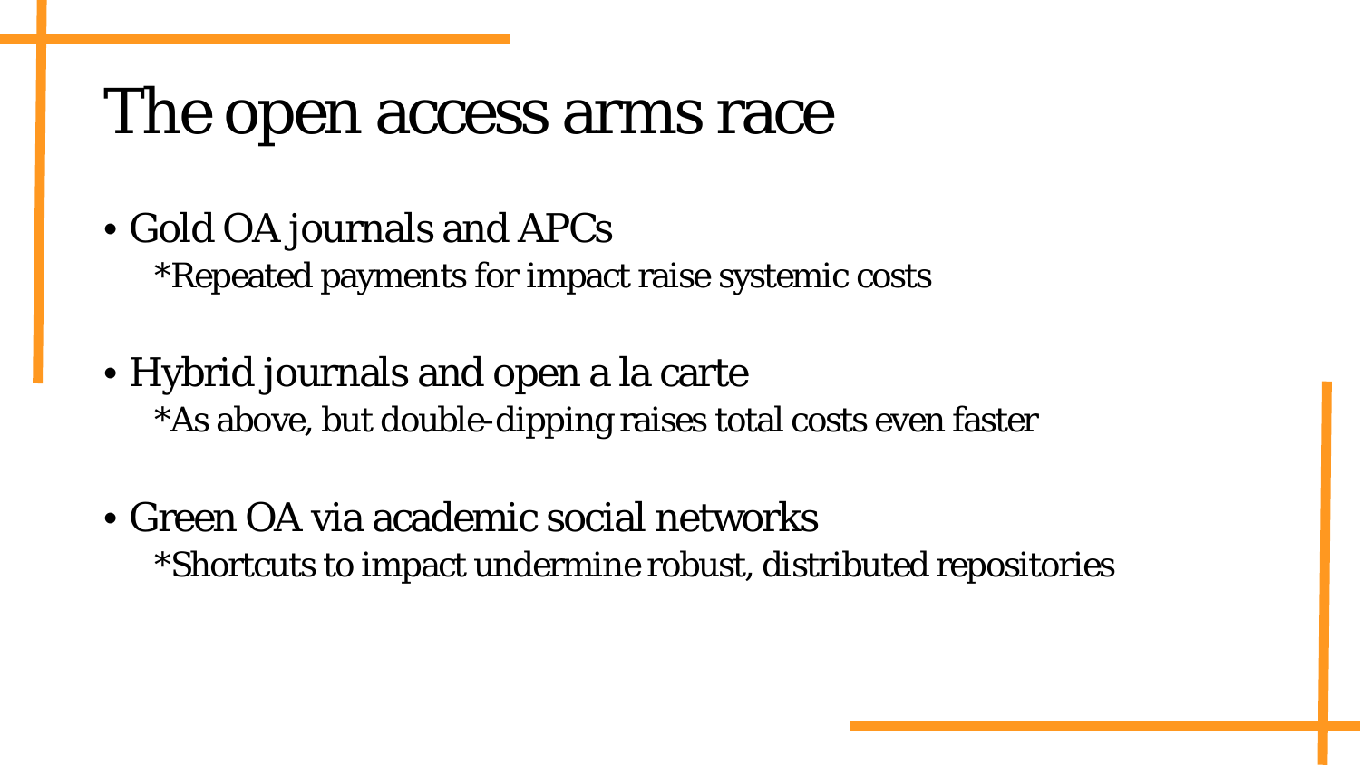# The open access arms race

- Gold OA journals and APCs
  *Repeated payments for impact raise systemic costs
- Hybrid journals and open a la carte
  *As above, but double-dipping raises total costs even faster
- Green OA via academic social networks
  *Shortcuts to impact undermine robust, distributed repositories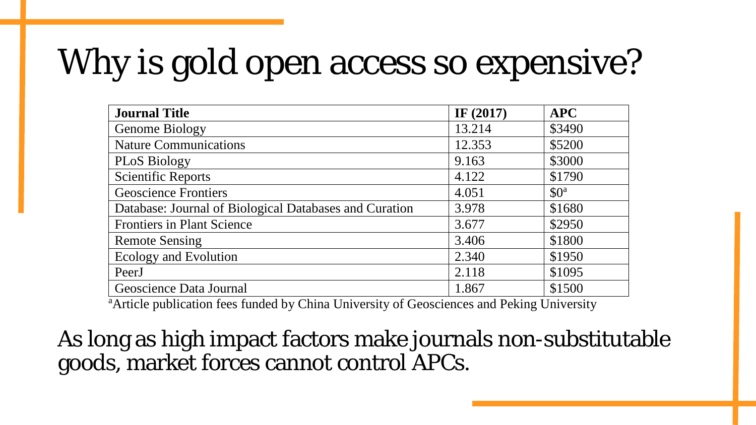# Why is gold open access so expensive?

| Journal Title | IF (2017) | APC |
|---|---|---|
| Genome Biology | 13.214 | $3490 |
| Nature Communications | 12.353 | $5200 |
| PLoS Biology | 9.163 | $3000 |
| Scientific Reports | 4.122 | $1790 |
| Geoscience Frontiers | 4.051 | $0[a] |
| Database: Journal of Biological Databases and Curation | 3.978 | $1680 |
| Frontiers in Plant Science | 3.677 | $2950 |
| Remote Sensing | 3.406 | $1800 |
| Ecology and Evolution | 2.340 | $1950 |
| PeerJ | 2.118 | $1095 |
| Geoscience Data Journal | 1.867 | $1500 |

[a]Article publication fees funded by China University of Geosciences and Peking University

As long as high impact factors make journals non-substitutable goods, market forces cannot control APCs.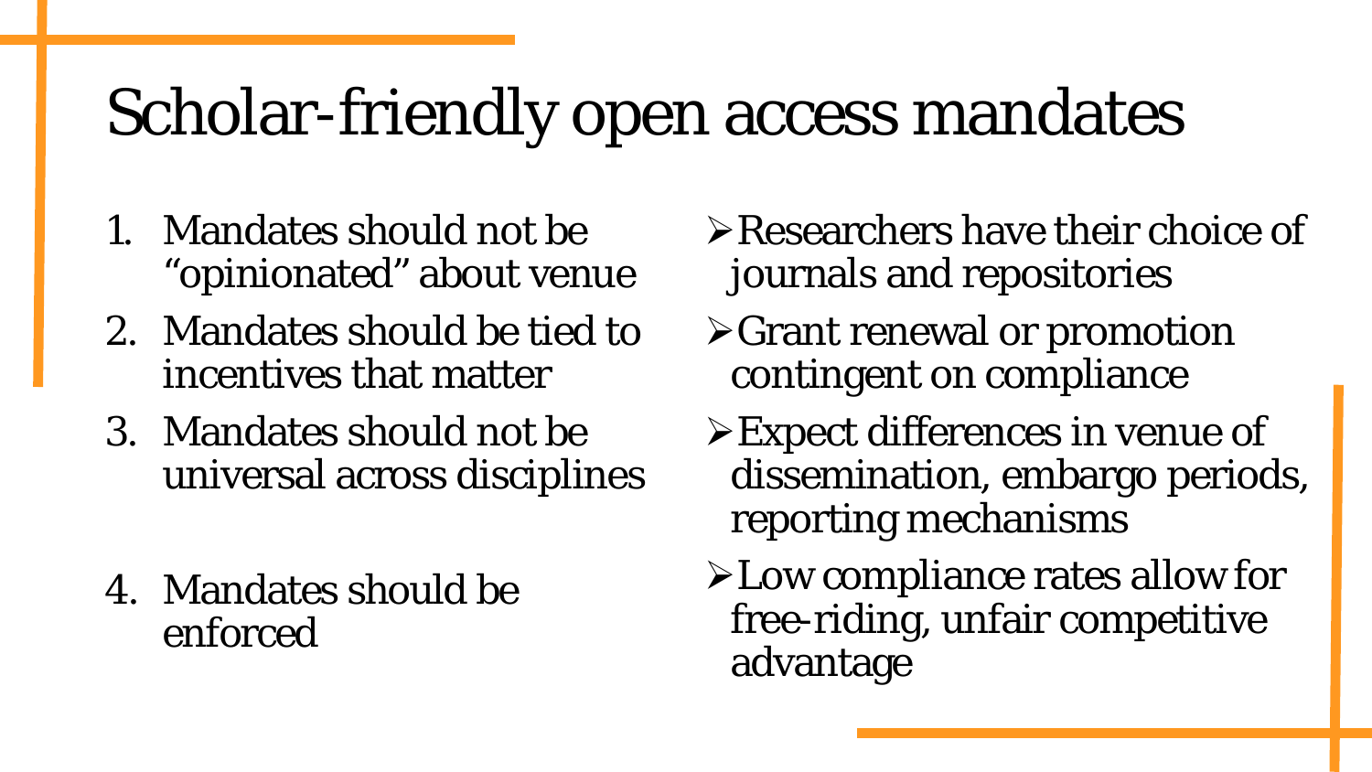# Scholar-friendly open access mandates

1. Mandates should not be "opinionated" about venue
2. Mandates should be tied to incentives that matter
3. Mandates should not be universal across disciplines
4. Mandates should be enforced

- Researchers have their choice of journals and repositories
- Grant renewal or promotion contingent on compliance
- Expect differences in venue of dissemination, embargo periods, reporting mechanisms
- Low compliance rates allow for free-riding, unfair competitive advantage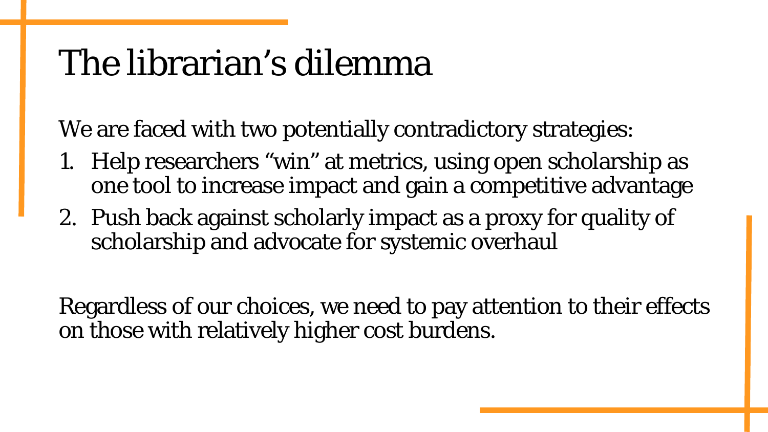# The librarian’s dilemma

We are faced with two potentially contradictory strategies:

1. Help researchers “win” at metrics, using open scholarship as one tool to increase impact and gain a competitive advantage
2. Push back against scholarly impact as a proxy for quality of scholarship and advocate for systemic overhaul

Regardless of our choices, we need to pay attention to their effects on those with relatively higher cost burdens.